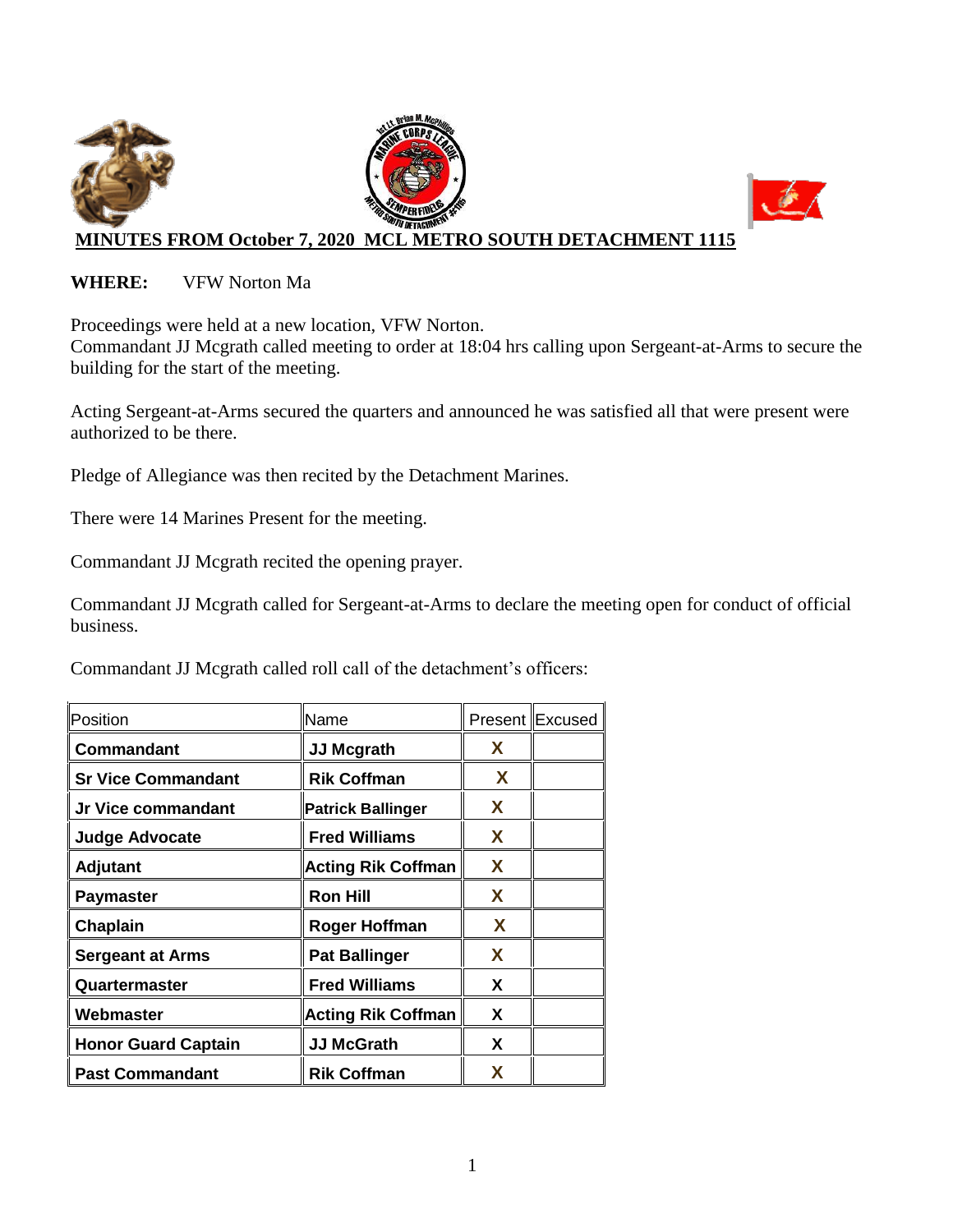**MINUTES FROM October 7, 2020 MCL METRO SOUTH DETACHMENT 1115**

**WHERE:** VFW Norton Ma

Proceedings were held at a new location, VFW Norton.
Commandant JJ Mcgrath called meeting to order at 18:04 hrs calling upon Sergeant-at-Arms to secure the building for the start of the meeting.

Acting Sergeant-at-Arms secured the quarters and announced he was satisfied all that were present were authorized to be there.

Pledge of Allegiance was then recited by the Detachment Marines.

There were 14 Marines Present for the meeting.

Commandant JJ Mcgrath recited the opening prayer.

Commandant JJ Mcgrath called for Sergeant-at-Arms to declare the meeting open for conduct of official business.

Commandant JJ Mcgrath called roll call of the detachment's officers:

| Position | Name | Present | Excused |
|---|---|---|---|
| **Commandant** | **JJ Mcgrath** | X | |
| **Sr Vice Commandant** | **Rik Coffman** | X | |
| **Jr Vice commandant** | **Patrick Ballinger** | X | |
| **Judge Advocate** | **Fred Williams** | X | |
| **Adjutant** | **Acting Rik Coffman** | X | |
| **Paymaster** | **Ron Hill** | X | |
| **Chaplain** | **Roger Hoffman** | X | |
| **Sergeant at Arms** | **Pat Ballinger** | X | |
| **Quartermaster** | **Fred Williams** | X | |
| **Webmaster** | **Acting Rik Coffman** | X | |
| **Honor Guard Captain** | **JJ McGrath** | X | |
| **Past Commandant** | **Rik Coffman** | X | |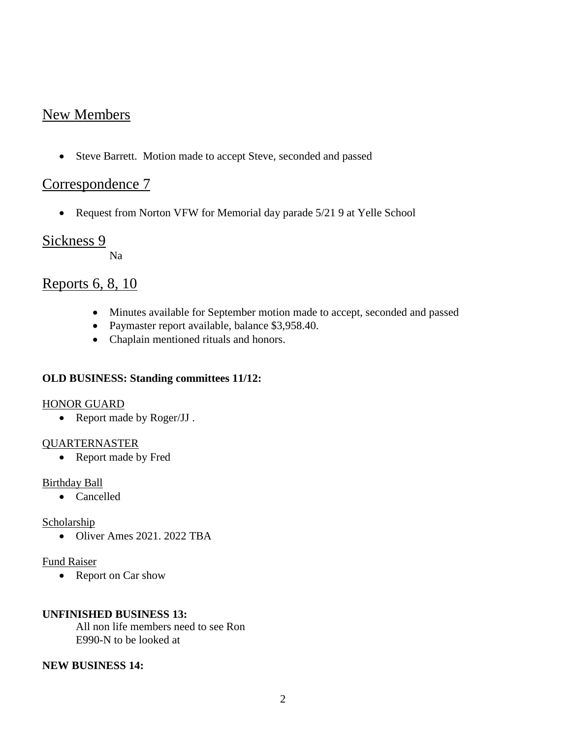## New Members

- Steve Barrett. Motion made to accept Steve, seconded and passed

## Correspondence 7

- Request from Norton VFW for Memorial day parade 5/21 9 at Yelle School

## Sickness 9

Na

## Reports 6, 8, 10

- Minutes available for September motion made to accept, seconded and passed
- Paymaster report available, balance $3,958.40.
- Chaplain mentioned rituals and honors.

**OLD BUSINESS: Standing committees 11/12:**

HONOR GUARD

- Report made by Roger/JJ .

QUARTERNASTER

- Report made by Fred

Birthday Ball

- Cancelled

Scholarship

- Oliver Ames 2021. 2022 TBA

Fund Raiser

- Report on Car show

**UNFINISHED BUSINESS 13:**

All non life members need to see Ron
E990-N to be looked at

**NEW BUSINESS 14:**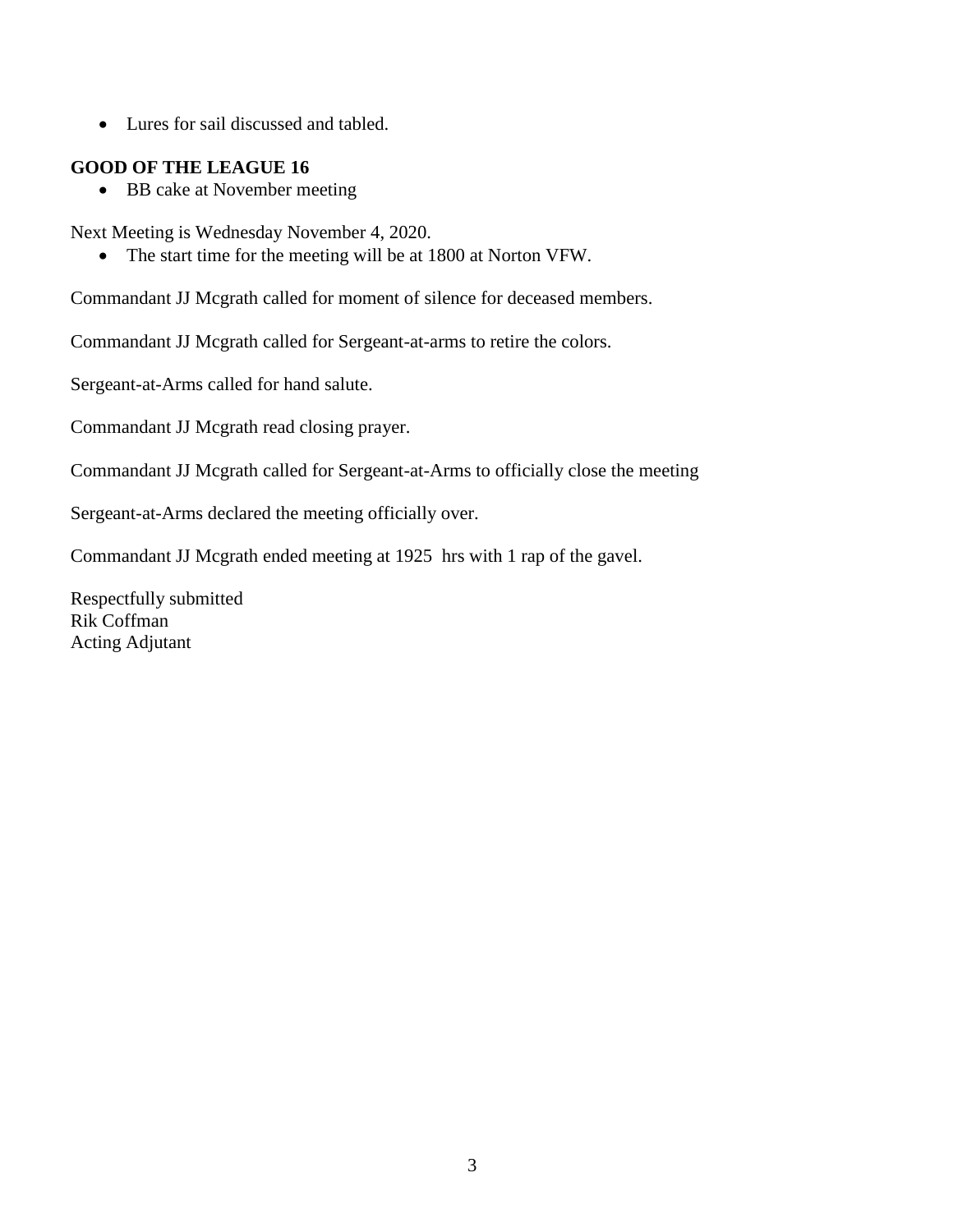- Lures for sail discussed and tabled.

**GOOD OF THE LEAGUE 16**

- BB cake at November meeting

Next Meeting is Wednesday November 4, 2020.

- The start time for the meeting will be at 1800 at Norton VFW.

Commandant JJ Mcgrath called for moment of silence for deceased members.

Commandant JJ Mcgrath called for Sergeant-at-arms to retire the colors.

Sergeant-at-Arms called for hand salute.

Commandant JJ Mcgrath read closing prayer.

Commandant JJ Mcgrath called for Sergeant-at-Arms to officially close the meeting

Sergeant-at-Arms declared the meeting officially over.

Commandant JJ Mcgrath ended meeting at 1925 hrs with 1 rap of the gavel.

Respectfully submitted
Rik Coffman
Acting Adjutant